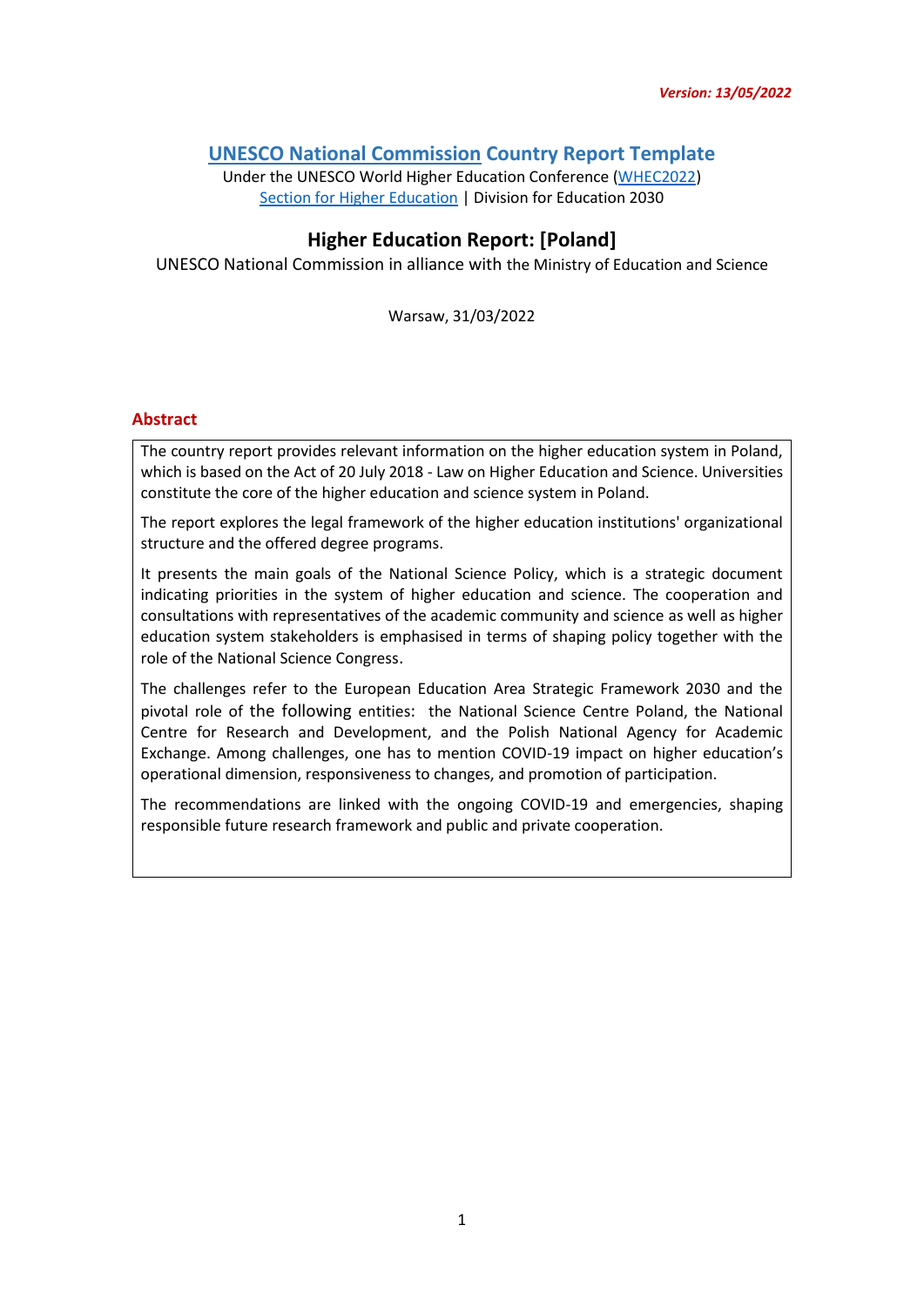*Version: 13/05/2022*

## UNESCO National Commission Country Report Template

Under the UNESCO World Higher Education Conference (WHEC2022)
Section for Higher Education | Division for Education 2030

## Higher Education Report: [Poland]

UNESCO National Commission in alliance with the Ministry of Education and Science

Warsaw, 31/03/2022

### Abstract

The country report provides relevant information on the higher education system in Poland, which is based on the Act of 20 July 2018 - Law on Higher Education and Science. Universities constitute the core of the higher education and science system in Poland.

The report explores the legal framework of the higher education institutions' organizational structure and the offered degree programs.

It presents the main goals of the National Science Policy, which is a strategic document indicating priorities in the system of higher education and science. The cooperation and consultations with representatives of the academic community and science as well as higher education system stakeholders is emphasised in terms of shaping policy together with the role of the National Science Congress.

The challenges refer to the European Education Area Strategic Framework 2030 and the pivotal role of the following entities: the National Science Centre Poland, the National Centre for Research and Development, and the Polish National Agency for Academic Exchange. Among challenges, one has to mention COVID-19 impact on higher education's operational dimension, responsiveness to changes, and promotion of participation.

The recommendations are linked with the ongoing COVID-19 and emergencies, shaping responsible future research framework and public and private cooperation.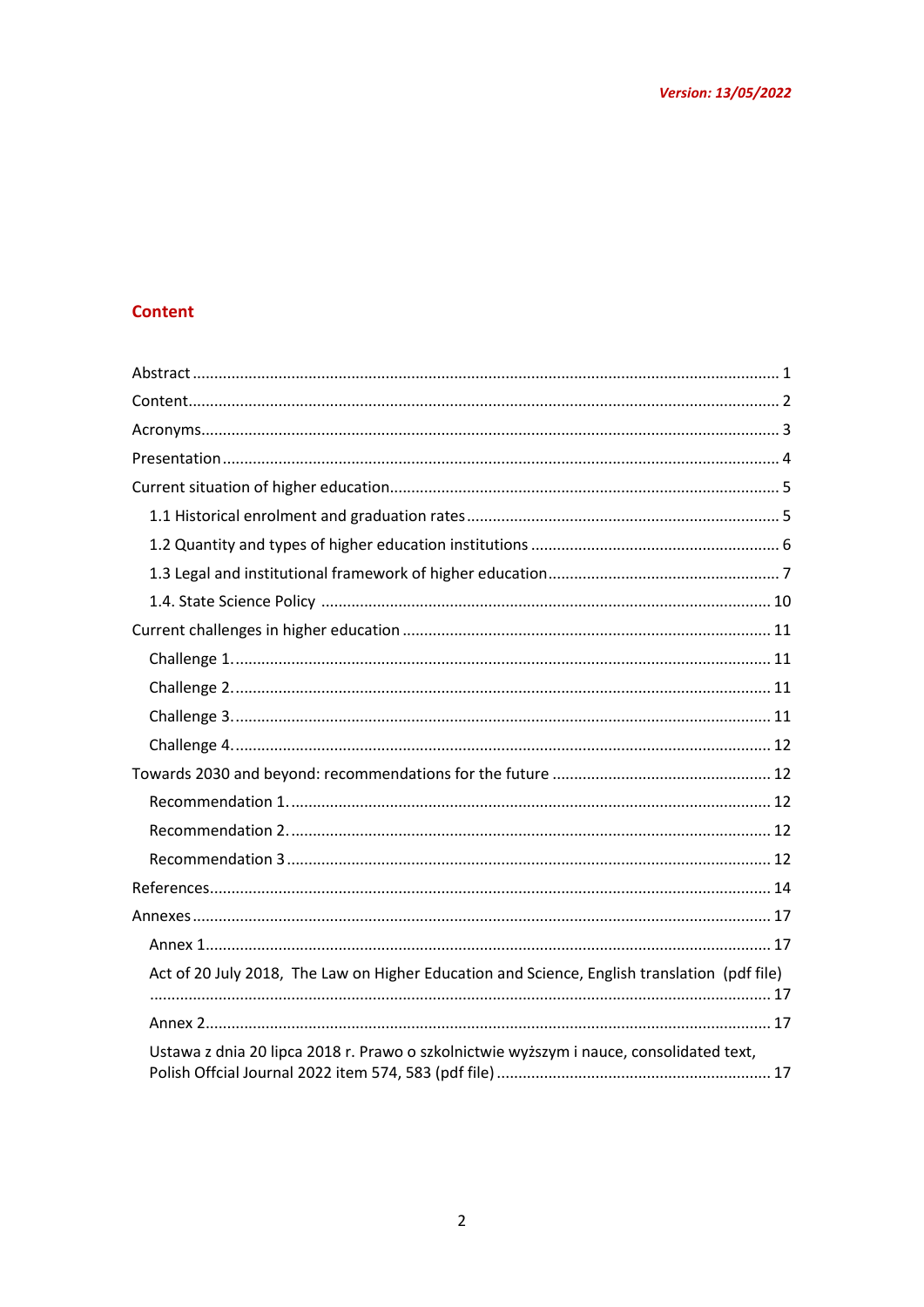*Version: 13/05/2022*

## Content

Abstract ..... 1

Content ..... 2

Acronyms ..... 3

Presentation ..... 4

Current situation of higher education ..... 5

- 1.1 Historical enrolment and graduation rates ..... 5
- 1.2 Quantity and types of higher education institutions ..... 6
- 1.3 Legal and institutional framework of higher education ..... 7
- 1.4. State Science Policy ..... 10

Current challenges in higher education ..... 11

- Challenge 1. ..... 11
- Challenge 2. ..... 11
- Challenge 3. ..... 11
- Challenge 4. ..... 12

Towards 2030 and beyond: recommendations for the future ..... 12

- Recommendation 1. ..... 12
- Recommendation 2. ..... 12
- Recommendation 3 ..... 12

References ..... 14

Annexes ..... 17

- Annex 1 ..... 17
- Act of 20 July 2018, The Law on Higher Education and Science, English translation (pdf file) ..... 17
- Annex 2 ..... 17
- Ustawa z dnia 20 lipca 2018 r. Prawo o szkolnictwie wyższym i nauce, consolidated text, Polish Offcial Journal 2022 item 574, 583 (pdf file) ..... 17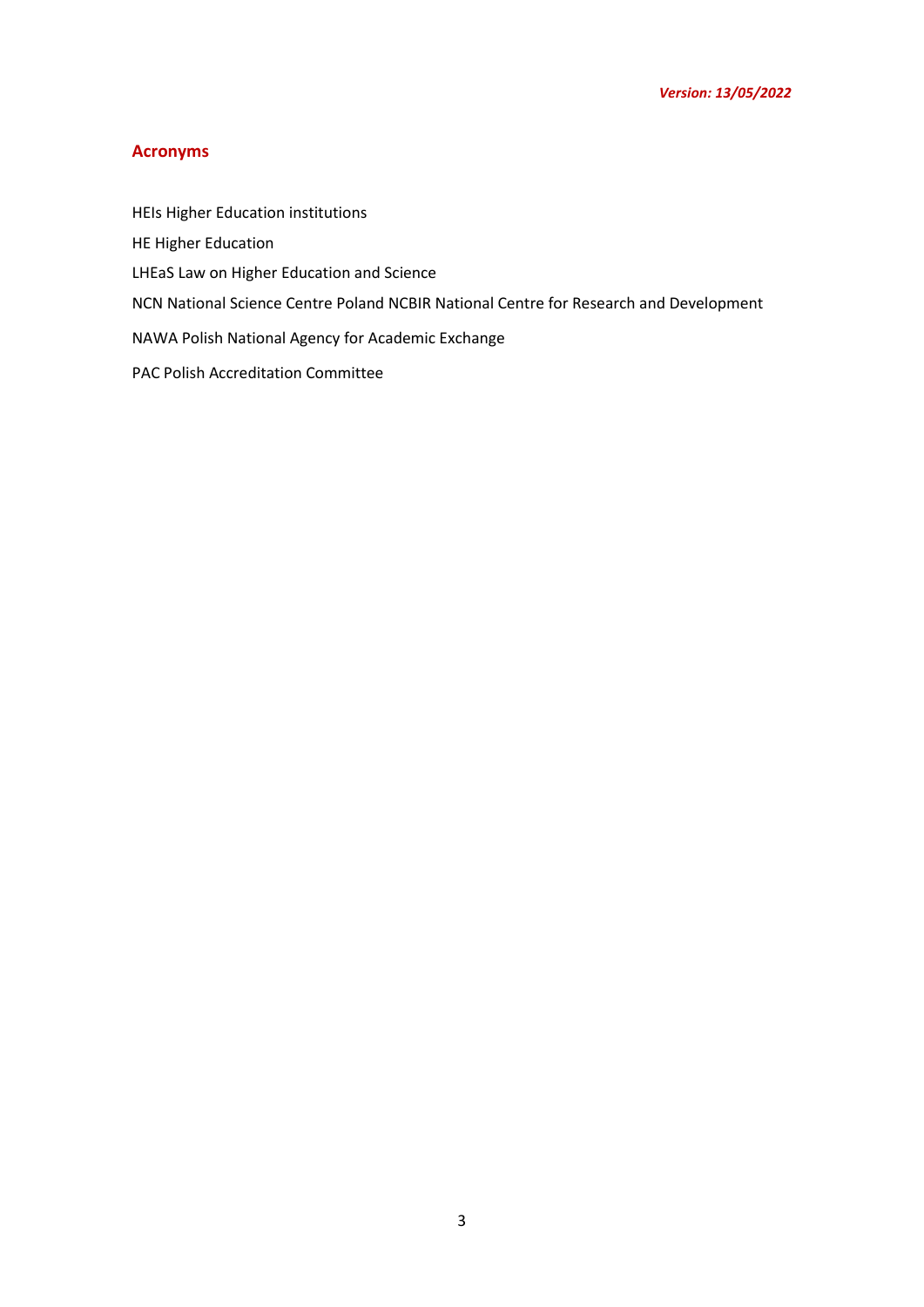*Version: 13/05/2022*

## Acronyms

HEIs Higher Education institutions

HE Higher Education

LHEaS Law on Higher Education and Science

NCN National Science Centre Poland NCBIR National Centre for Research and Development

NAWA Polish National Agency for Academic Exchange

PAC Polish Accreditation Committee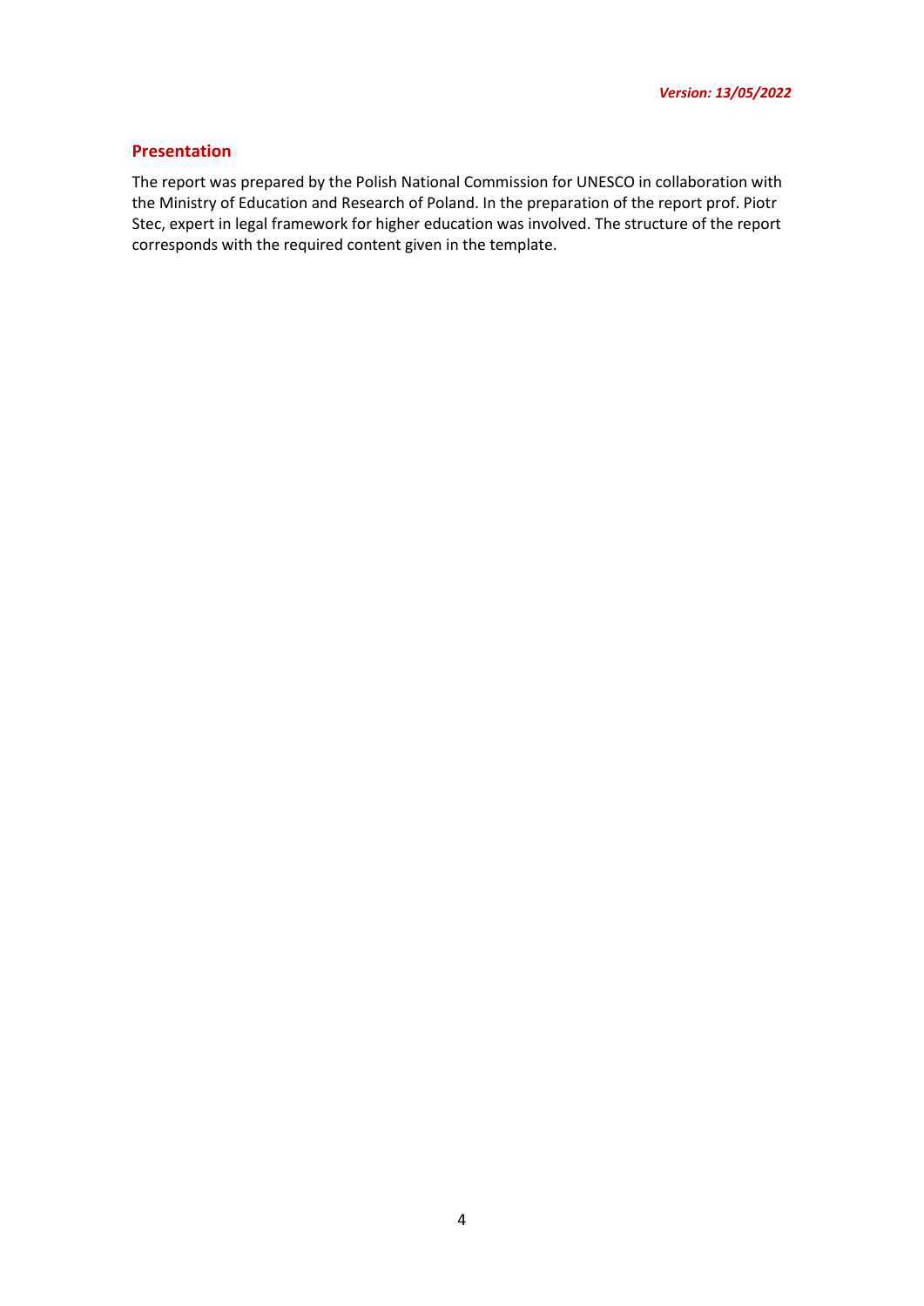*Version: 13/05/2022*

## Presentation

The report was prepared by the Polish National Commission for UNESCO in collaboration with the Ministry of Education and Research of Poland. In the preparation of the report prof. Piotr Stec, expert in legal framework for higher education was involved. The structure of the report corresponds with the required content given in the template.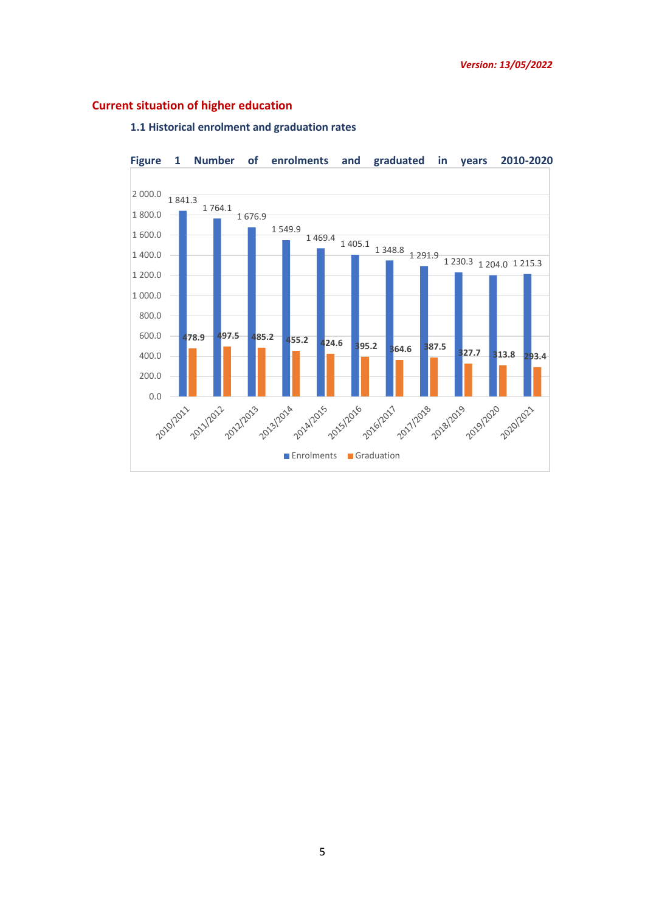## Current situation of higher education

### 1.1 Historical enrolment and graduation rates

**Figure 1 Number of enrolments and graduated in years 2010-2020**

| Year | Enrolments | Graduation |
|---|---|---|
| 2010/2011 | 1 841.3 | 478.9 |
| 2011/2012 | 1 764.1 | 497.5 |
| 2012/2013 | 1 676.9 | 485.2 |
| 2013/2014 | 1 549.9 | 455.2 |
| 2014/2015 | 1 469.4 | 424.6 |
| 2015/2016 | 1 405.1 | 395.2 |
| 2016/2017 | 1 348.8 | 364.6 |
| 2017/2018 | 1 291.9 | 387.5 |
| 2018/2019 | 1 230.3 | 327.7 |
| 2019/2020 | 1 204.0 | 313.8 |
| 2020/2021 | 1 215.3 | 293.4 |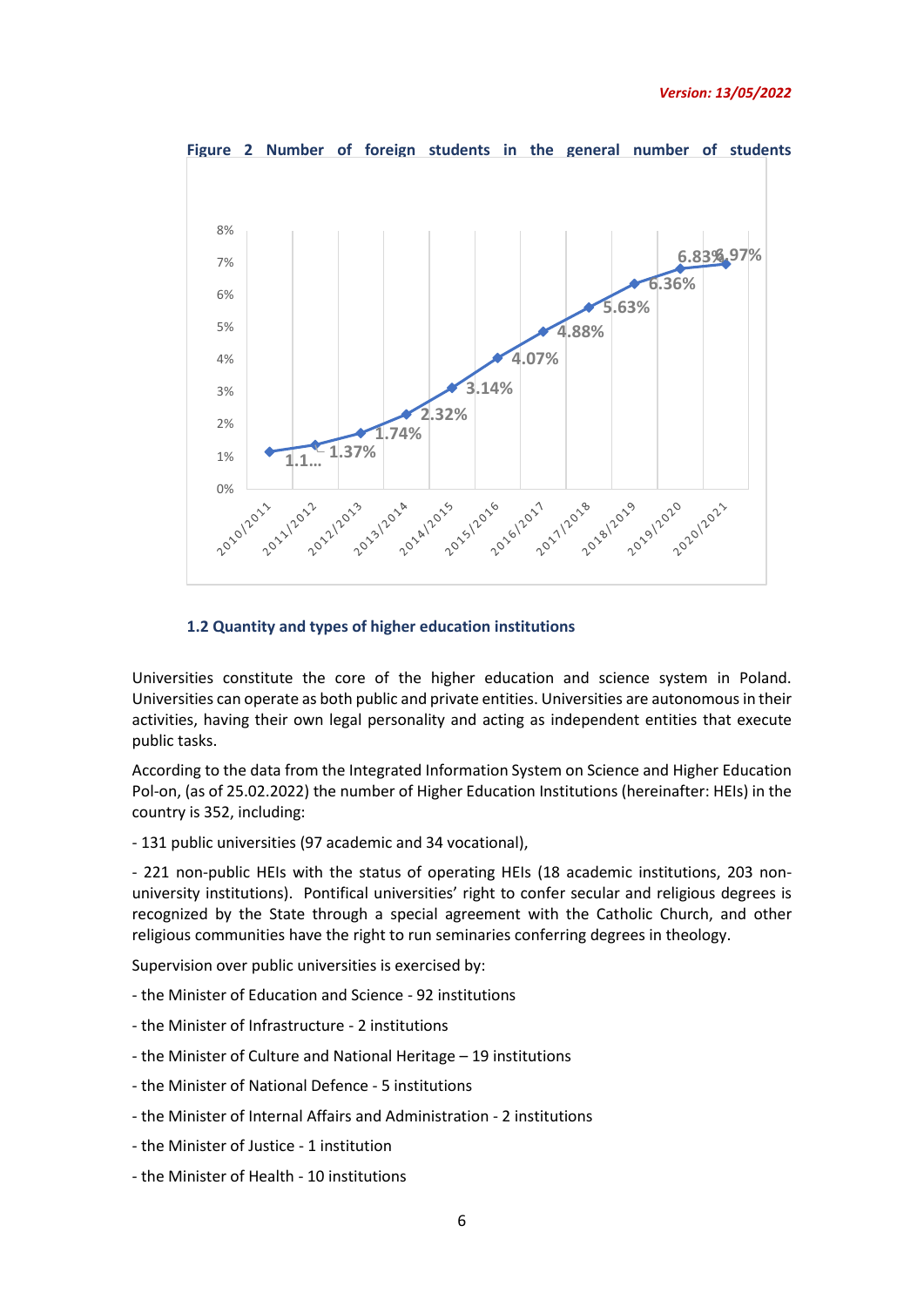Figure 2 Number of foreign students in the general number of students

| Academic year | Share of foreign students |
| --- | --- |
| 2010/2011 | 1.1... |
| 2011/2012 | 1.37% |
| 2012/2013 | 1.74% |
| 2013/2014 | 2.32% |
| 2014/2015 | 3.14% |
| 2015/2016 | 4.07% |
| 2016/2017 | 4.88% |
| 2017/2018 | 5.63% |
| 2018/2019 | 6.36% |
| 2019/2020 | 6.83% |
| 2020/2021 | 6.97% |

### 1.2 Quantity and types of higher education institutions

Universities constitute the core of the higher education and science system in Poland. Universities can operate as both public and private entities. Universities are autonomous in their activities, having their own legal personality and acting as independent entities that execute public tasks.

According to the data from the Integrated Information System on Science and Higher Education Pol-on, (as of 25.02.2022) the number of Higher Education Institutions (hereinafter: HEIs) in the country is 352, including:

- 131 public universities (97 academic and 34 vocational),

- 221 non-public HEIs with the status of operating HEIs (18 academic institutions, 203 non-university institutions). Pontifical universities' right to confer secular and religious degrees is recognized by the State through a special agreement with the Catholic Church, and other religious communities have the right to run seminaries conferring degrees in theology.

Supervision over public universities is exercised by:

- the Minister of Education and Science - 92 institutions
- the Minister of Infrastructure - 2 institutions
- the Minister of Culture and National Heritage – 19 institutions
- the Minister of National Defence - 5 institutions
- the Minister of Internal Affairs and Administration - 2 institutions
- the Minister of Justice - 1 institution
- the Minister of Health - 10 institutions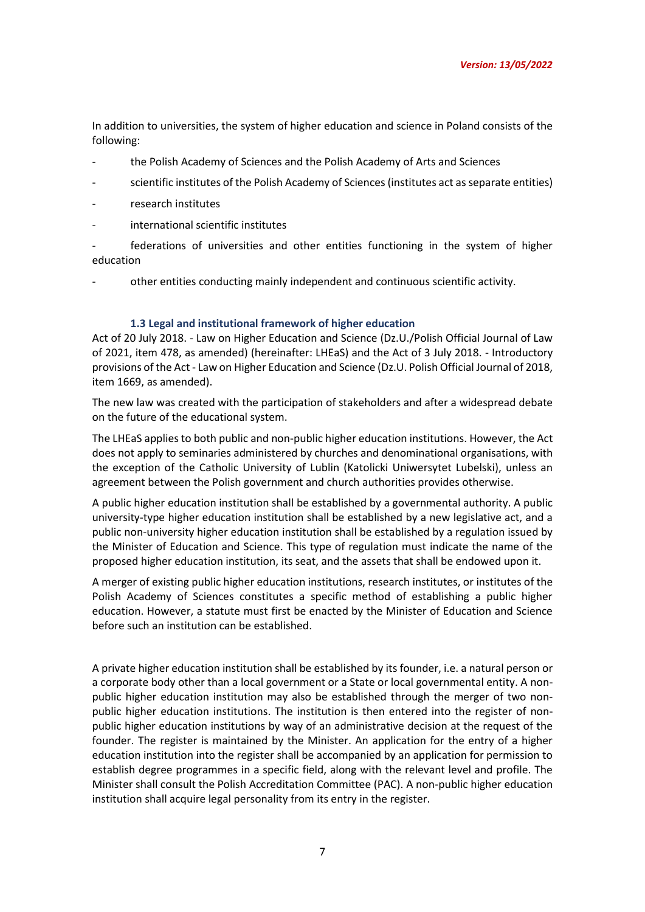In addition to universities, the system of higher education and science in Poland consists of the following:

- the Polish Academy of Sciences and the Polish Academy of Arts and Sciences
- scientific institutes of the Polish Academy of Sciences (institutes act as separate entities)
- research institutes
- international scientific institutes
- federations of universities and other entities functioning in the system of higher education
- other entities conducting mainly independent and continuous scientific activity.

### 1.3 Legal and institutional framework of higher education

Act of 20 July 2018. - Law on Higher Education and Science (Dz.U./Polish Official Journal of Law of 2021, item 478, as amended) (hereinafter: LHEaS) and the Act of 3 July 2018. - Introductory provisions of the Act - Law on Higher Education and Science (Dz.U. Polish Official Journal of 2018, item 1669, as amended).

The new law was created with the participation of stakeholders and after a widespread debate on the future of the educational system.

The LHEaS applies to both public and non-public higher education institutions. However, the Act does not apply to seminaries administered by churches and denominational organisations, with the exception of the Catholic University of Lublin (Katolicki Uniwersytet Lubelski), unless an agreement between the Polish government and church authorities provides otherwise.

A public higher education institution shall be established by a governmental authority. A public university-type higher education institution shall be established by a new legislative act, and a public non-university higher education institution shall be established by a regulation issued by the Minister of Education and Science. This type of regulation must indicate the name of the proposed higher education institution, its seat, and the assets that shall be endowed upon it.

A merger of existing public higher education institutions, research institutes, or institutes of the Polish Academy of Sciences constitutes a specific method of establishing a public higher education. However, a statute must first be enacted by the Minister of Education and Science before such an institution can be established.

A private higher education institution shall be established by its founder, i.e. a natural person or a corporate body other than a local government or a State or local governmental entity. A non-public higher education institution may also be established through the merger of two non-public higher education institutions. The institution is then entered into the register of non-public higher education institutions by way of an administrative decision at the request of the founder. The register is maintained by the Minister. An application for the entry of a higher education institution into the register shall be accompanied by an application for permission to establish degree programmes in a specific field, along with the relevant level and profile. The Minister shall consult the Polish Accreditation Committee (PAC). A non-public higher education institution shall acquire legal personality from its entry in the register.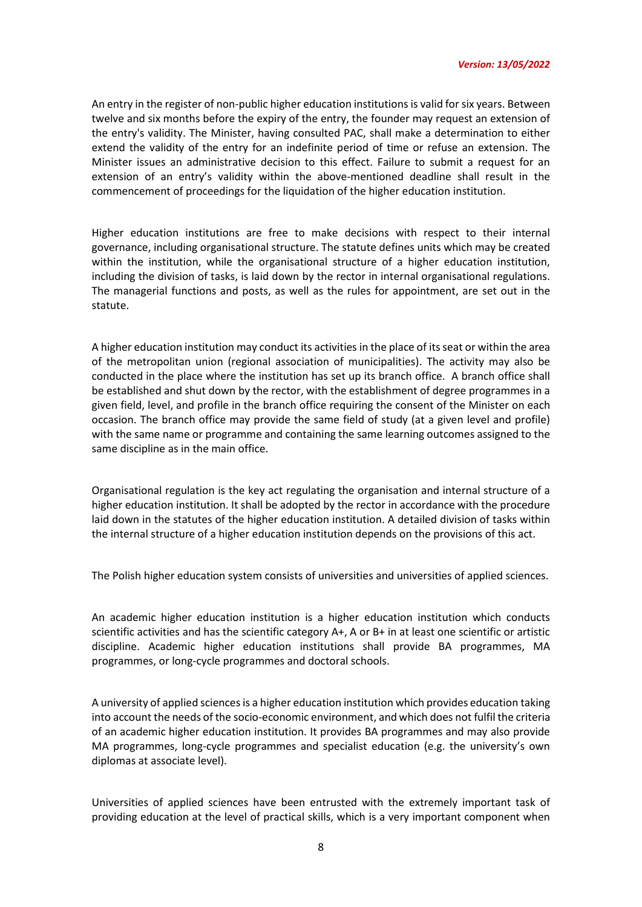An entry in the register of non-public higher education institutions is valid for six years. Between twelve and six months before the expiry of the entry, the founder may request an extension of the entry's validity. The Minister, having consulted PAC, shall make a determination to either extend the validity of the entry for an indefinite period of time or refuse an extension. The Minister issues an administrative decision to this effect. Failure to submit a request for an extension of an entry's validity within the above-mentioned deadline shall result in the commencement of proceedings for the liquidation of the higher education institution.

Higher education institutions are free to make decisions with respect to their internal governance, including organisational structure. The statute defines units which may be created within the institution, while the organisational structure of a higher education institution, including the division of tasks, is laid down by the rector in internal organisational regulations. The managerial functions and posts, as well as the rules for appointment, are set out in the statute.

A higher education institution may conduct its activities in the place of its seat or within the area of the metropolitan union (regional association of municipalities). The activity may also be conducted in the place where the institution has set up its branch office. A branch office shall be established and shut down by the rector, with the establishment of degree programmes in a given field, level, and profile in the branch office requiring the consent of the Minister on each occasion. The branch office may provide the same field of study (at a given level and profile) with the same name or programme and containing the same learning outcomes assigned to the same discipline as in the main office.

Organisational regulation is the key act regulating the organisation and internal structure of a higher education institution. It shall be adopted by the rector in accordance with the procedure laid down in the statutes of the higher education institution. A detailed division of tasks within the internal structure of a higher education institution depends on the provisions of this act.

The Polish higher education system consists of universities and universities of applied sciences.

An academic higher education institution is a higher education institution which conducts scientific activities and has the scientific category A+, A or B+ in at least one scientific or artistic discipline. Academic higher education institutions shall provide BA programmes, MA programmes, or long-cycle programmes and doctoral schools.

A university of applied sciences is a higher education institution which provides education taking into account the needs of the socio-economic environment, and which does not fulfil the criteria of an academic higher education institution. It provides BA programmes and may also provide MA programmes, long-cycle programmes and specialist education (e.g. the university's own diplomas at associate level).

Universities of applied sciences have been entrusted with the extremely important task of providing education at the level of practical skills, which is a very important component when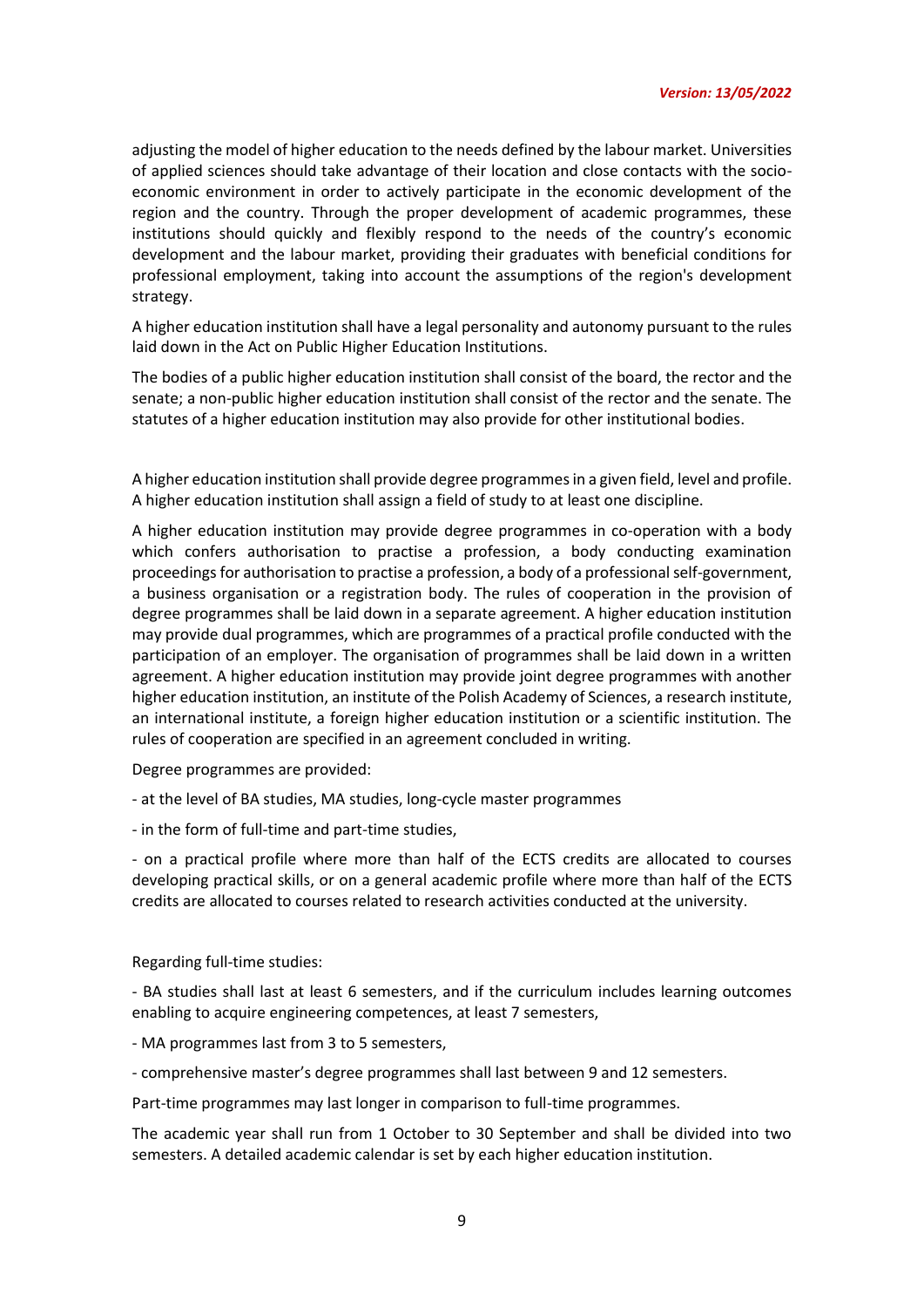adjusting the model of higher education to the needs defined by the labour market. Universities of applied sciences should take advantage of their location and close contacts with the socio-economic environment in order to actively participate in the economic development of the region and the country. Through the proper development of academic programmes, these institutions should quickly and flexibly respond to the needs of the country's economic development and the labour market, providing their graduates with beneficial conditions for professional employment, taking into account the assumptions of the region's development strategy.

A higher education institution shall have a legal personality and autonomy pursuant to the rules laid down in the Act on Public Higher Education Institutions.

The bodies of a public higher education institution shall consist of the board, the rector and the senate; a non-public higher education institution shall consist of the rector and the senate. The statutes of a higher education institution may also provide for other institutional bodies.

A higher education institution shall provide degree programmes in a given field, level and profile. A higher education institution shall assign a field of study to at least one discipline.

A higher education institution may provide degree programmes in co-operation with a body which confers authorisation to practise a profession, a body conducting examination proceedings for authorisation to practise a profession, a body of a professional self-government, a business organisation or a registration body. The rules of cooperation in the provision of degree programmes shall be laid down in a separate agreement. A higher education institution may provide dual programmes, which are programmes of a practical profile conducted with the participation of an employer. The organisation of programmes shall be laid down in a written agreement. A higher education institution may provide joint degree programmes with another higher education institution, an institute of the Polish Academy of Sciences, a research institute, an international institute, a foreign higher education institution or a scientific institution. The rules of cooperation are specified in an agreement concluded in writing.

Degree programmes are provided:

- at the level of BA studies, MA studies, long-cycle master programmes
- in the form of full-time and part-time studies,
- on a practical profile where more than half of the ECTS credits are allocated to courses developing practical skills, or on a general academic profile where more than half of the ECTS credits are allocated to courses related to research activities conducted at the university.

Regarding full-time studies:

- BA studies shall last at least 6 semesters, and if the curriculum includes learning outcomes enabling to acquire engineering competences, at least 7 semesters,
- MA programmes last from 3 to 5 semesters,
- comprehensive master's degree programmes shall last between 9 and 12 semesters.

Part-time programmes may last longer in comparison to full-time programmes.

The academic year shall run from 1 October to 30 September and shall be divided into two semesters. A detailed academic calendar is set by each higher education institution.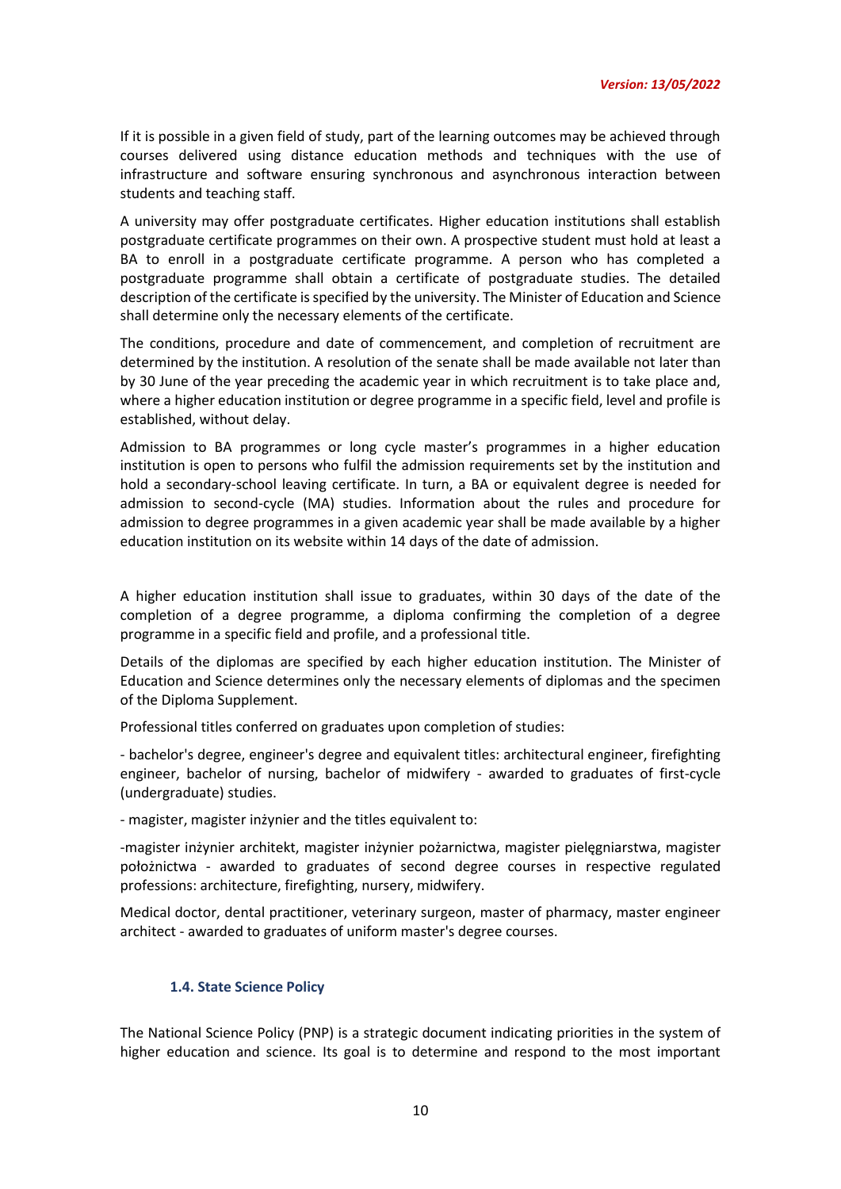If it is possible in a given field of study, part of the learning outcomes may be achieved through courses delivered using distance education methods and techniques with the use of infrastructure and software ensuring synchronous and asynchronous interaction between students and teaching staff.

A university may offer postgraduate certificates. Higher education institutions shall establish postgraduate certificate programmes on their own. A prospective student must hold at least a BA to enroll in a postgraduate certificate programme. A person who has completed a postgraduate programme shall obtain a certificate of postgraduate studies. The detailed description of the certificate is specified by the university. The Minister of Education and Science shall determine only the necessary elements of the certificate.

The conditions, procedure and date of commencement, and completion of recruitment are determined by the institution. A resolution of the senate shall be made available not later than by 30 June of the year preceding the academic year in which recruitment is to take place and, where a higher education institution or degree programme in a specific field, level and profile is established, without delay.

Admission to BA programmes or long cycle master's programmes in a higher education institution is open to persons who fulfil the admission requirements set by the institution and hold a secondary-school leaving certificate. In turn, a BA or equivalent degree is needed for admission to second-cycle (MA) studies. Information about the rules and procedure for admission to degree programmes in a given academic year shall be made available by a higher education institution on its website within 14 days of the date of admission.

A higher education institution shall issue to graduates, within 30 days of the date of the completion of a degree programme, a diploma confirming the completion of a degree programme in a specific field and profile, and a professional title.

Details of the diplomas are specified by each higher education institution. The Minister of Education and Science determines only the necessary elements of diplomas and the specimen of the Diploma Supplement.

Professional titles conferred on graduates upon completion of studies:

- bachelor's degree, engineer's degree and equivalent titles: architectural engineer, firefighting engineer, bachelor of nursing, bachelor of midwifery - awarded to graduates of first-cycle (undergraduate) studies.

- magister, magister inżynier and the titles equivalent to:

-magister inżynier architekt, magister inżynier pożarnictwa, magister pielęgniarstwa, magister położnictwa - awarded to graduates of second degree courses in respective regulated professions: architecture, firefighting, nursery, midwifery.

Medical doctor, dental practitioner, veterinary surgeon, master of pharmacy, master engineer architect - awarded to graduates of uniform master's degree courses.

### 1.4. State Science Policy

The National Science Policy (PNP) is a strategic document indicating priorities in the system of higher education and science. Its goal is to determine and respond to the most important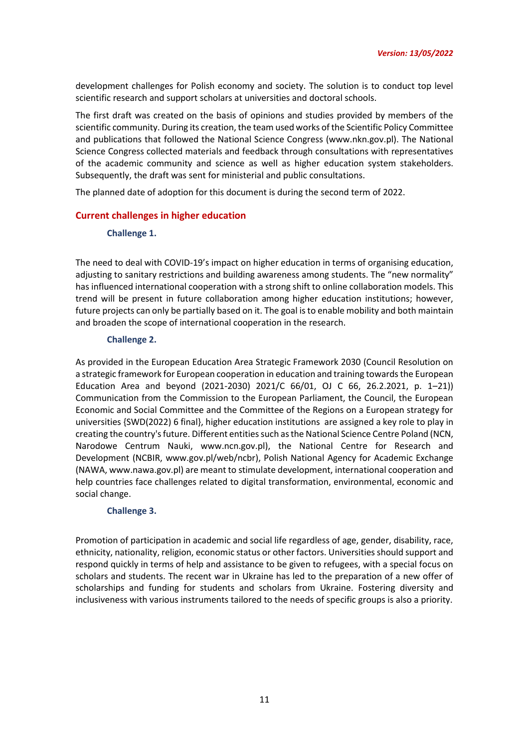development challenges for Polish economy and society. The solution is to conduct top level scientific research and support scholars at universities and doctoral schools.

The first draft was created on the basis of opinions and studies provided by members of the scientific community. During its creation, the team used works of the Scientific Policy Committee and publications that followed the National Science Congress (www.nkn.gov.pl). The National Science Congress collected materials and feedback through consultations with representatives of the academic community and science as well as higher education system stakeholders. Subsequently, the draft was sent for ministerial and public consultations.

The planned date of adoption for this document is during the second term of 2022.

## Current challenges in higher education

### Challenge 1.

The need to deal with COVID-19's impact on higher education in terms of organising education, adjusting to sanitary restrictions and building awareness among students. The "new normality" has influenced international cooperation with a strong shift to online collaboration models. This trend will be present in future collaboration among higher education institutions; however, future projects can only be partially based on it. The goal is to enable mobility and both maintain and broaden the scope of international cooperation in the research.

### Challenge 2.

As provided in the European Education Area Strategic Framework 2030 (Council Resolution on a strategic framework for European cooperation in education and training towards the European Education Area and beyond (2021-2030) 2021/C 66/01, OJ C 66, 26.2.2021, p. 1–21)) Communication from the Commission to the European Parliament, the Council, the European Economic and Social Committee and the Committee of the Regions on a European strategy for universities {SWD(2022) 6 final}, higher education institutions are assigned a key role to play in creating the country's future. Different entities such as the National Science Centre Poland (NCN, Narodowe Centrum Nauki, www.ncn.gov.pl), the National Centre for Research and Development (NCBIR, www.gov.pl/web/ncbr), Polish National Agency for Academic Exchange (NAWA, www.nawa.gov.pl) are meant to stimulate development, international cooperation and help countries face challenges related to digital transformation, environmental, economic and social change.

### Challenge 3.

Promotion of participation in academic and social life regardless of age, gender, disability, race, ethnicity, nationality, religion, economic status or other factors. Universities should support and respond quickly in terms of help and assistance to be given to refugees, with a special focus on scholars and students. The recent war in Ukraine has led to the preparation of a new offer of scholarships and funding for students and scholars from Ukraine. Fostering diversity and inclusiveness with various instruments tailored to the needs of specific groups is also a priority.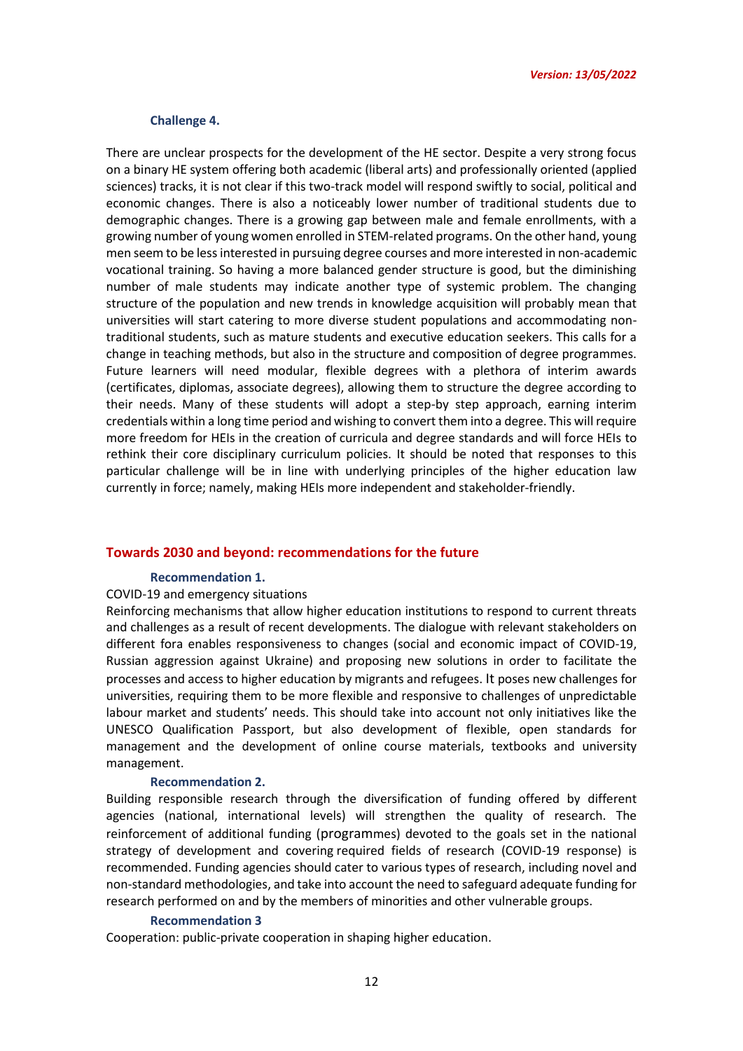#### Challenge 4.

There are unclear prospects for the development of the HE sector. Despite a very strong focus on a binary HE system offering both academic (liberal arts) and professionally oriented (applied sciences) tracks, it is not clear if this two-track model will respond swiftly to social, political and economic changes. There is also a noticeably lower number of traditional students due to demographic changes. There is a growing gap between male and female enrollments, with a growing number of young women enrolled in STEM-related programs. On the other hand, young men seem to be less interested in pursuing degree courses and more interested in non-academic vocational training. So having a more balanced gender structure is good, but the diminishing number of male students may indicate another type of systemic problem. The changing structure of the population and new trends in knowledge acquisition will probably mean that universities will start catering to more diverse student populations and accommodating non-traditional students, such as mature students and executive education seekers. This calls for a change in teaching methods, but also in the structure and composition of degree programmes. Future learners will need modular, flexible degrees with a plethora of interim awards (certificates, diplomas, associate degrees), allowing them to structure the degree according to their needs. Many of these students will adopt a step-by step approach, earning interim credentials within a long time period and wishing to convert them into a degree. This will require more freedom for HEIs in the creation of curricula and degree standards and will force HEIs to rethink their core disciplinary curriculum policies. It should be noted that responses to this particular challenge will be in line with underlying principles of the higher education law currently in force; namely, making HEIs more independent and stakeholder-friendly.

## Towards 2030 and beyond: recommendations for the future

#### Recommendation 1.

COVID-19 and emergency situations

Reinforcing mechanisms that allow higher education institutions to respond to current threats and challenges as a result of recent developments. The dialogue with relevant stakeholders on different fora enables responsiveness to changes (social and economic impact of COVID-19, Russian aggression against Ukraine) and proposing new solutions in order to facilitate the processes and access to higher education by migrants and refugees. It poses new challenges for universities, requiring them to be more flexible and responsive to challenges of unpredictable labour market and students' needs. This should take into account not only initiatives like the UNESCO Qualification Passport, but also development of flexible, open standards for management and the development of online course materials, textbooks and university management.

#### Recommendation 2.

Building responsible research through the diversification of funding offered by different agencies (national, international levels) will strengthen the quality of research. The reinforcement of additional funding (programmes) devoted to the goals set in the national strategy of development and covering required fields of research (COVID-19 response) is recommended. Funding agencies should cater to various types of research, including novel and non-standard methodologies, and take into account the need to safeguard adequate funding for research performed on and by the members of minorities and other vulnerable groups.

#### Recommendation 3

Cooperation: public-private cooperation in shaping higher education.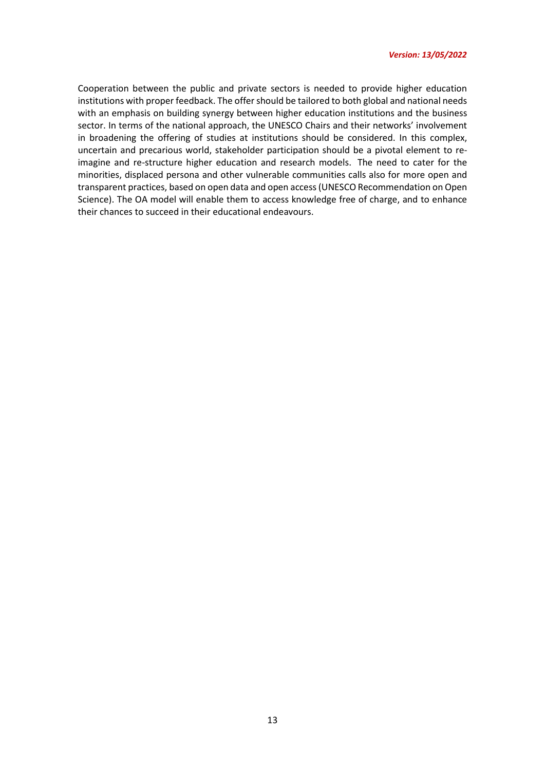Cooperation between the public and private sectors is needed to provide higher education institutions with proper feedback. The offer should be tailored to both global and national needs with an emphasis on building synergy between higher education institutions and the business sector. In terms of the national approach, the UNESCO Chairs and their networks' involvement in broadening the offering of studies at institutions should be considered. In this complex, uncertain and precarious world, stakeholder participation should be a pivotal element to re-imagine and re-structure higher education and research models. The need to cater for the minorities, displaced persona and other vulnerable communities calls also for more open and transparent practices, based on open data and open access (UNESCO Recommendation on Open Science). The OA model will enable them to access knowledge free of charge, and to enhance their chances to succeed in their educational endeavours.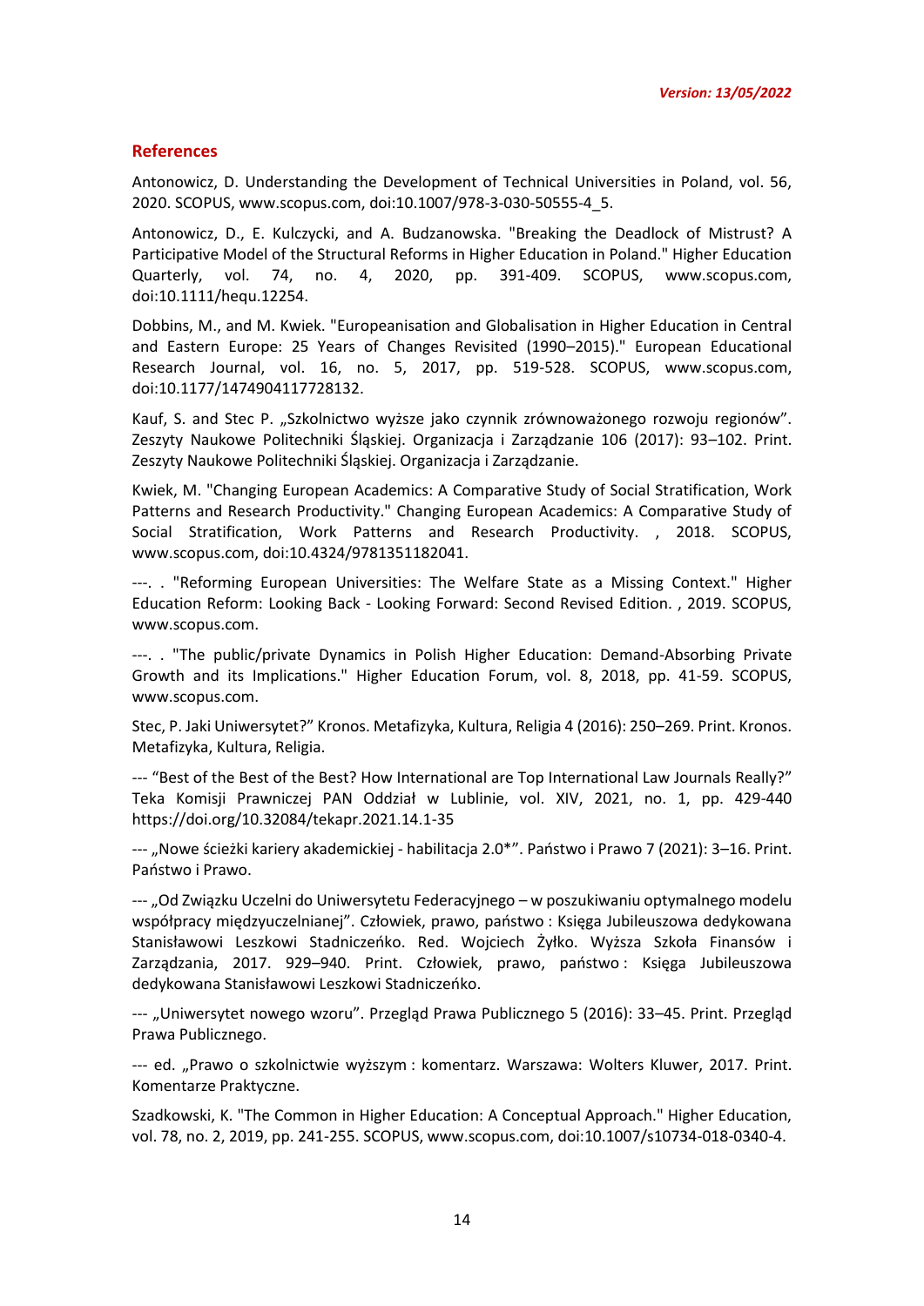## References

Antonowicz, D. Understanding the Development of Technical Universities in Poland, vol. 56, 2020. SCOPUS, www.scopus.com, doi:10.1007/978-3-030-50555-4_5.

Antonowicz, D., E. Kulczycki, and A. Budzanowska. "Breaking the Deadlock of Mistrust? A Participative Model of the Structural Reforms in Higher Education in Poland." Higher Education Quarterly, vol. 74, no. 4, 2020, pp. 391-409. SCOPUS, www.scopus.com, doi:10.1111/hequ.12254.

Dobbins, M., and M. Kwiek. "Europeanisation and Globalisation in Higher Education in Central and Eastern Europe: 25 Years of Changes Revisited (1990–2015)." European Educational Research Journal, vol. 16, no. 5, 2017, pp. 519-528. SCOPUS, www.scopus.com, doi:10.1177/1474904117728132.

Kauf, S. and Stec P. „Szkolnictwo wyższe jako czynnik zrównoważonego rozwoju regionów". Zeszyty Naukowe Politechniki Śląskiej. Organizacja i Zarządzanie 106 (2017): 93–102. Print. Zeszyty Naukowe Politechniki Śląskiej. Organizacja i Zarządzanie.

Kwiek, M. "Changing European Academics: A Comparative Study of Social Stratification, Work Patterns and Research Productivity." Changing European Academics: A Comparative Study of Social Stratification, Work Patterns and Research Productivity. , 2018. SCOPUS, www.scopus.com, doi:10.4324/9781351182041.

---. . "Reforming European Universities: The Welfare State as a Missing Context." Higher Education Reform: Looking Back - Looking Forward: Second Revised Edition. , 2019. SCOPUS, www.scopus.com.

---. . "The public/private Dynamics in Polish Higher Education: Demand-Absorbing Private Growth and its Implications." Higher Education Forum, vol. 8, 2018, pp. 41-59. SCOPUS, www.scopus.com.

Stec, P. Jaki Uniwersytet?" Kronos. Metafizyka, Kultura, Religia 4 (2016): 250–269. Print. Kronos. Metafizyka, Kultura, Religia.

--- "Best of the Best of the Best? How International are Top International Law Journals Really?" Teka Komisji Prawniczej PAN Oddział w Lublinie, vol. XIV, 2021, no. 1, pp. 429-440 https://doi.org/10.32084/tekapr.2021.14.1-35

--- „Nowe ścieżki kariery akademickiej - habilitacja 2.0*". Państwo i Prawo 7 (2021): 3–16. Print. Państwo i Prawo.

--- „Od Związku Uczelni do Uniwersytetu Federacyjnego – w poszukiwaniu optymalnego modelu współpracy międzyuczelnianej". Człowiek, prawo, państwo : Księga Jubileuszowa dedykowana Stanisławowi Leszkowi Stadniczeńko. Red. Wojciech Żyłko. Wyższa Szkoła Finansów i Zarządzania, 2017. 929–940. Print. Człowiek, prawo, państwo : Księga Jubileuszowa dedykowana Stanisławowi Leszkowi Stadniczeńko.

--- „Uniwersytet nowego wzoru". Przegląd Prawa Publicznego 5 (2016): 33–45. Print. Przegląd Prawa Publicznego.

--- ed. „Prawo o szkolnictwie wyższym : komentarz. Warszawa: Wolters Kluwer, 2017. Print. Komentarze Praktyczne.

Szadkowski, K. "The Common in Higher Education: A Conceptual Approach." Higher Education, vol. 78, no. 2, 2019, pp. 241-255. SCOPUS, www.scopus.com, doi:10.1007/s10734-018-0340-4.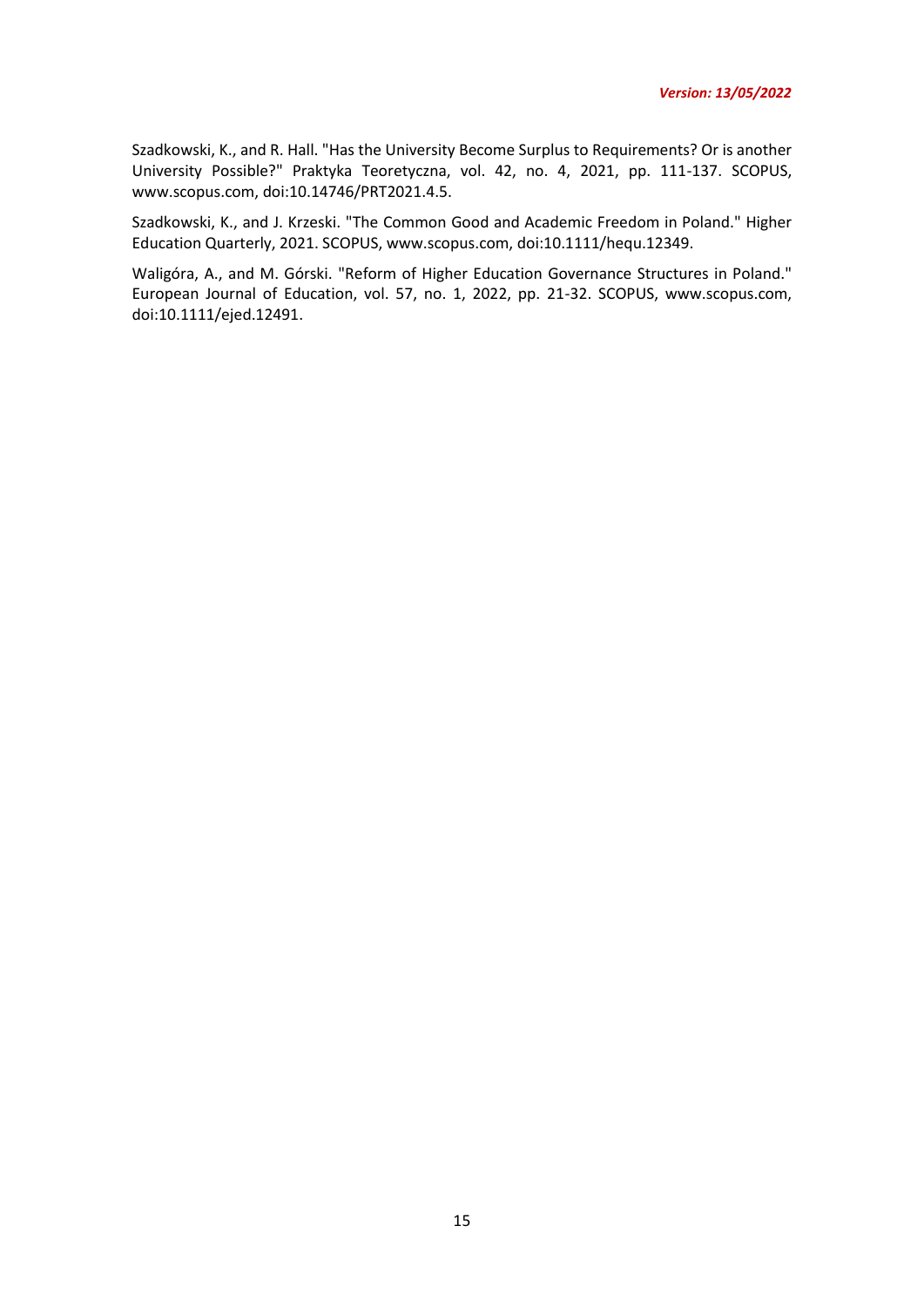Szadkowski, K., and R. Hall. "Has the University Become Surplus to Requirements? Or is another University Possible?" Praktyka Teoretyczna, vol. 42, no. 4, 2021, pp. 111-137. SCOPUS, www.scopus.com, doi:10.14746/PRT2021.4.5.

Szadkowski, K., and J. Krzeski. "The Common Good and Academic Freedom in Poland." Higher Education Quarterly, 2021. SCOPUS, www.scopus.com, doi:10.1111/hequ.12349.

Waligóra, A., and M. Górski. "Reform of Higher Education Governance Structures in Poland." European Journal of Education, vol. 57, no. 1, 2022, pp. 21-32. SCOPUS, www.scopus.com, doi:10.1111/ejed.12491.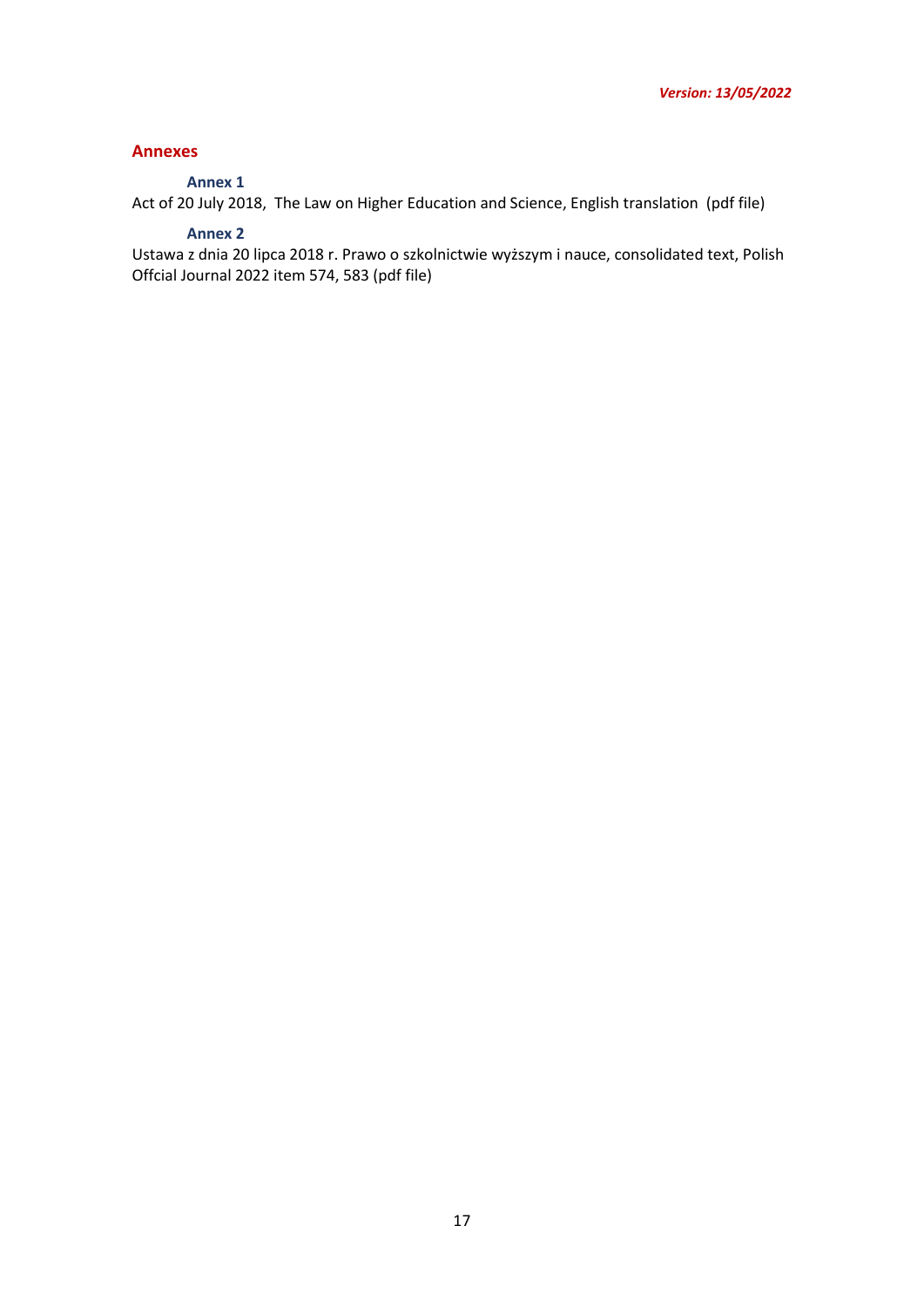## Annexes

### Annex 1

Act of 20 July 2018, The Law on Higher Education and Science, English translation (pdf file)

### Annex 2

Ustawa z dnia 20 lipca 2018 r. Prawo o szkolnictwie wyższym i nauce, consolidated text, Polish Offcial Journal 2022 item 574, 583 (pdf file)